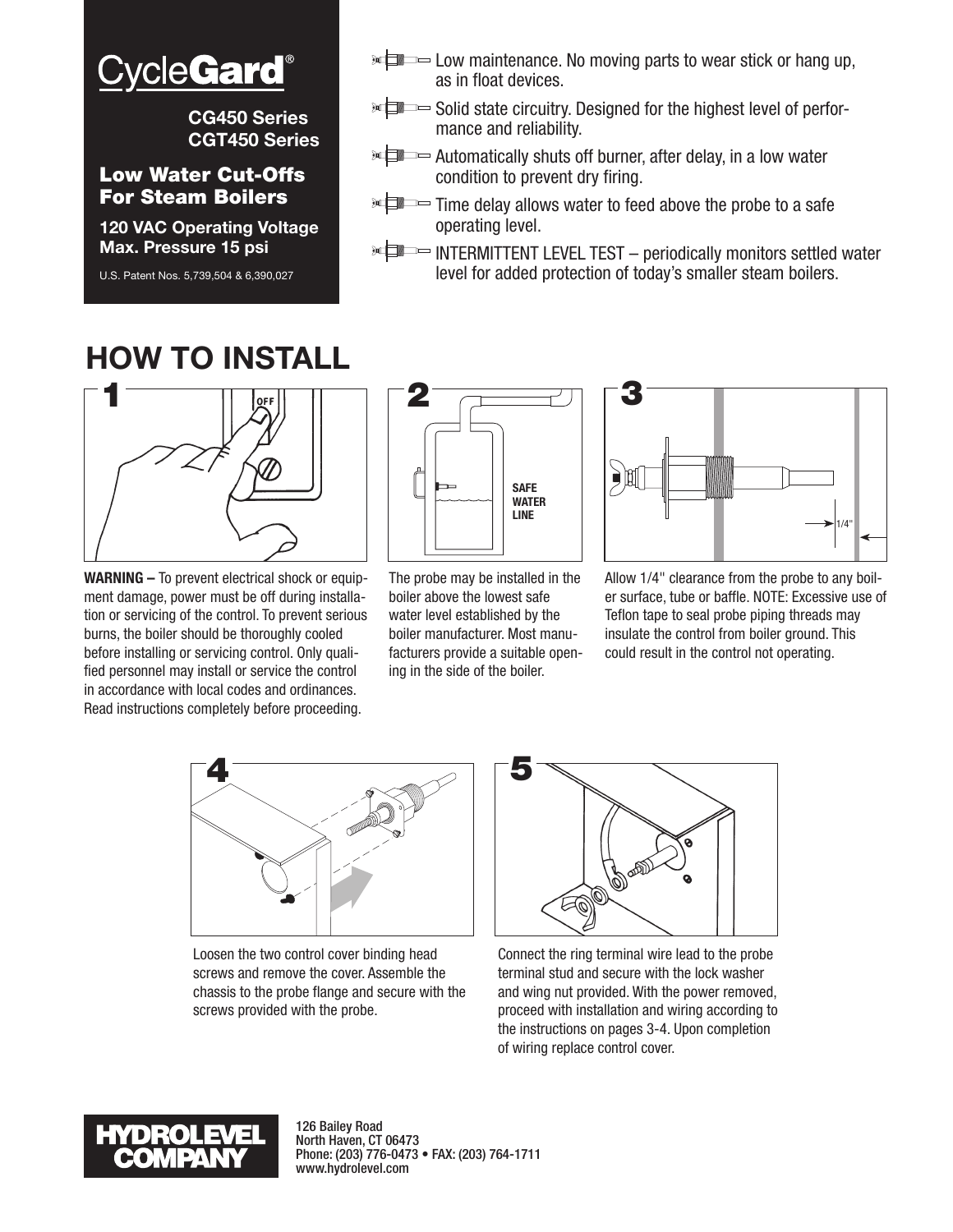# CycleGard®

**CG450 Series**
**CGT450 Series**

## Low Water Cut-Offs For Steam Boilers

**120 VAC Operating Voltage**
**Max. Pressure 15 psi**

U.S. Patent Nos. 5,739,504 & 6,390,027

- Low maintenance. No moving parts to wear stick or hang up, as in float devices.
- Solid state circuitry. Designed for the highest level of performance and reliability.
- Automatically shuts off burner, after delay, in a low water condition to prevent dry firing.
- Time delay allows water to feed above the probe to a safe operating level.
- INTERMITTENT LEVEL TEST – periodically monitors settled water level for added protection of today's smaller steam boilers.

# HOW TO INSTALL

**1**

**WARNING –** To prevent electrical shock or equipment damage, power must be off during installation or servicing of the control. To prevent serious burns, the boiler should be thoroughly cooled before installing or servicing control. Only qualified personnel may install or service the control in accordance with local codes and ordinances. Read instructions completely before proceeding.

**2**

SAFE WATER LINE

The probe may be installed in the boiler above the lowest safe water level established by the boiler manufacturer. Most manufacturers provide a suitable opening in the side of the boiler.

**3**

1/4"

Allow 1/4" clearance from the probe to any boiler surface, tube or baffle. NOTE: Excessive use of Teflon tape to seal probe piping threads may insulate the control from boiler ground. This could result in the control not operating.

**4**

Loosen the two control cover binding head screws and remove the cover. Assemble the chassis to the probe flange and secure with the screws provided with the probe.

**5**

Connect the ring terminal wire lead to the probe terminal stud and secure with the lock washer and wing nut provided. With the power removed, proceed with installation and wiring according to the instructions on pages 3-4. Upon completion of wiring replace control cover.

**HYDROLEVEL COMPANY**

126 Bailey Road
North Haven, CT 06473
Phone: (203) 776-0473 • FAX: (203) 764-1711
www.hydrolevel.com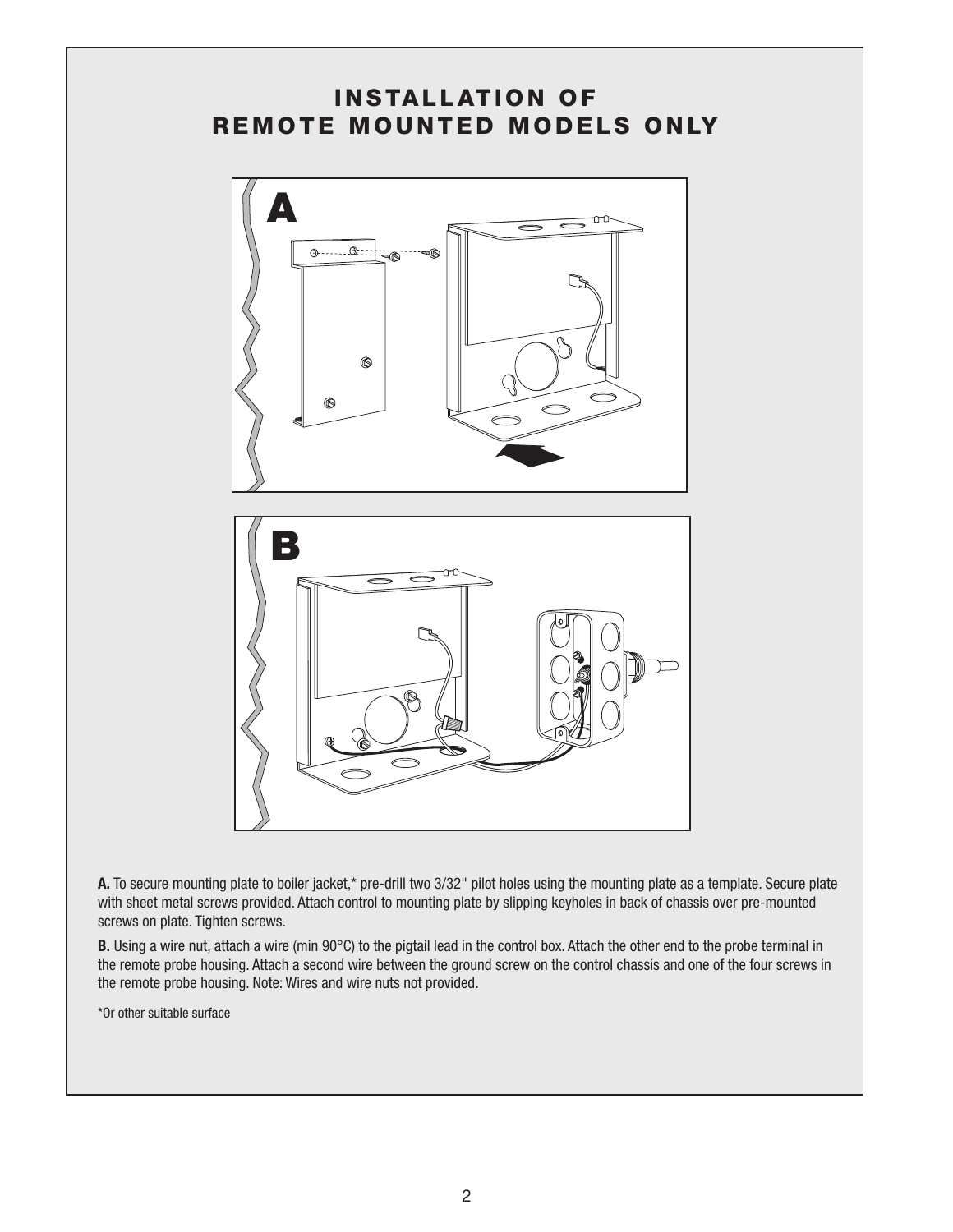# INSTALLATION OF REMOTE MOUNTED MODELS ONLY

**A.** To secure mounting plate to boiler jacket,* pre-drill two 3/32" pilot holes using the mounting plate as a template. Secure plate with sheet metal screws provided. Attach control to mounting plate by slipping keyholes in back of chassis over pre-mounted screws on plate. Tighten screws.

**B.** Using a wire nut, attach a wire (min 90°C) to the pigtail lead in the control box. Attach the other end to the probe terminal in the remote probe housing. Attach a second wire between the ground screw on the control chassis and one of the four screws in the remote probe housing. Note: Wires and wire nuts not provided.

*Or other suitable surface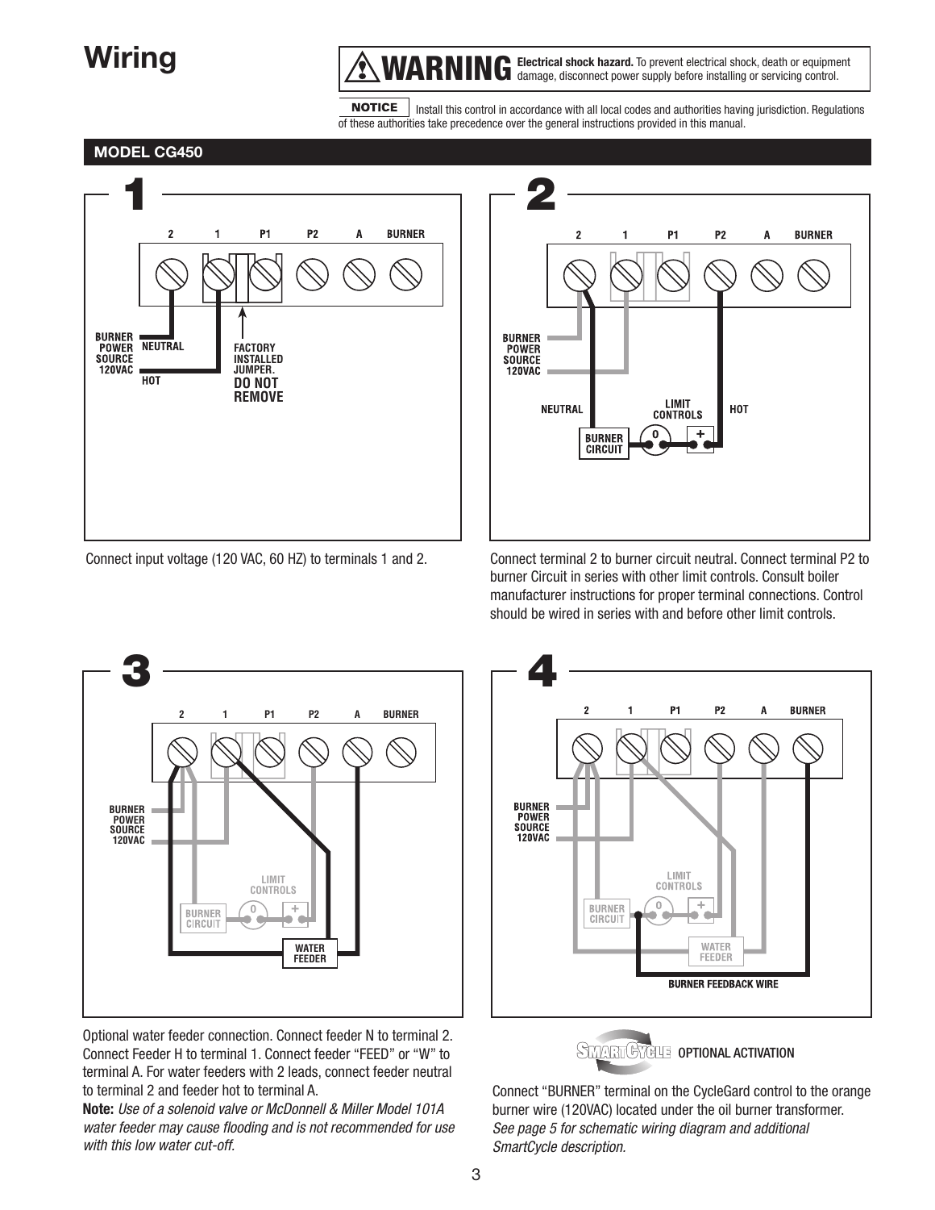# Wiring

**⚠ WARNING** **Electrical shock hazard.** To prevent electrical shock, death or equipment damage, disconnect power supply before installing or servicing control.

**NOTICE** Install this control in accordance with all local codes and authorities having jurisdiction. Regulations of these authorities take precedence over the general instructions provided in this manual.

## MODEL CG450

### 1

2 1 P1 P2 A BURNER

BURNER POWER SOURCE 120VAC — NEUTRAL — HOT

FACTORY INSTALLED JUMPER. **DO NOT REMOVE**

Connect input voltage (120 VAC, 60 HZ) to terminals 1 and 2.

### 2

2 1 P1 P2 A BURNER

BURNER POWER SOURCE 120VAC — NEUTRAL — LIMIT CONTROLS — HOT — BURNER CIRCUIT

Connect terminal 2 to burner circuit neutral. Connect terminal P2 to burner Circuit in series with other limit controls. Consult boiler manufacturer instructions for proper terminal connections. Control should be wired in series with and before other limit controls.

### 3

2 1 P1 P2 A BURNER

BURNER POWER SOURCE 120VAC — LIMIT CONTROLS — BURNER CIRCUIT — WATER FEEDER

Optional water feeder connection. Connect feeder N to terminal 2. Connect Feeder H to terminal 1. Connect feeder "FEED" or "W" to terminal A. For water feeders with 2 leads, connect feeder neutral to terminal 2 and feeder hot to terminal A.

**Note:** *Use of a solenoid valve or McDonnell & Miller Model 101A water feeder may cause flooding and is not recommended for use with this low water cut-off.*

### 4

2 1 P1 P2 A BURNER

BURNER POWER SOURCE 120VAC — LIMIT CONTROLS — BURNER CIRCUIT — WATER FEEDER — BURNER FEEDBACK WIRE

SMARTCYCLE OPTIONAL ACTIVATION

Connect "BURNER" terminal on the CycleGard control to the orange burner wire (120VAC) located under the oil burner transformer. *See page 5 for schematic wiring diagram and additional SmartCycle description.*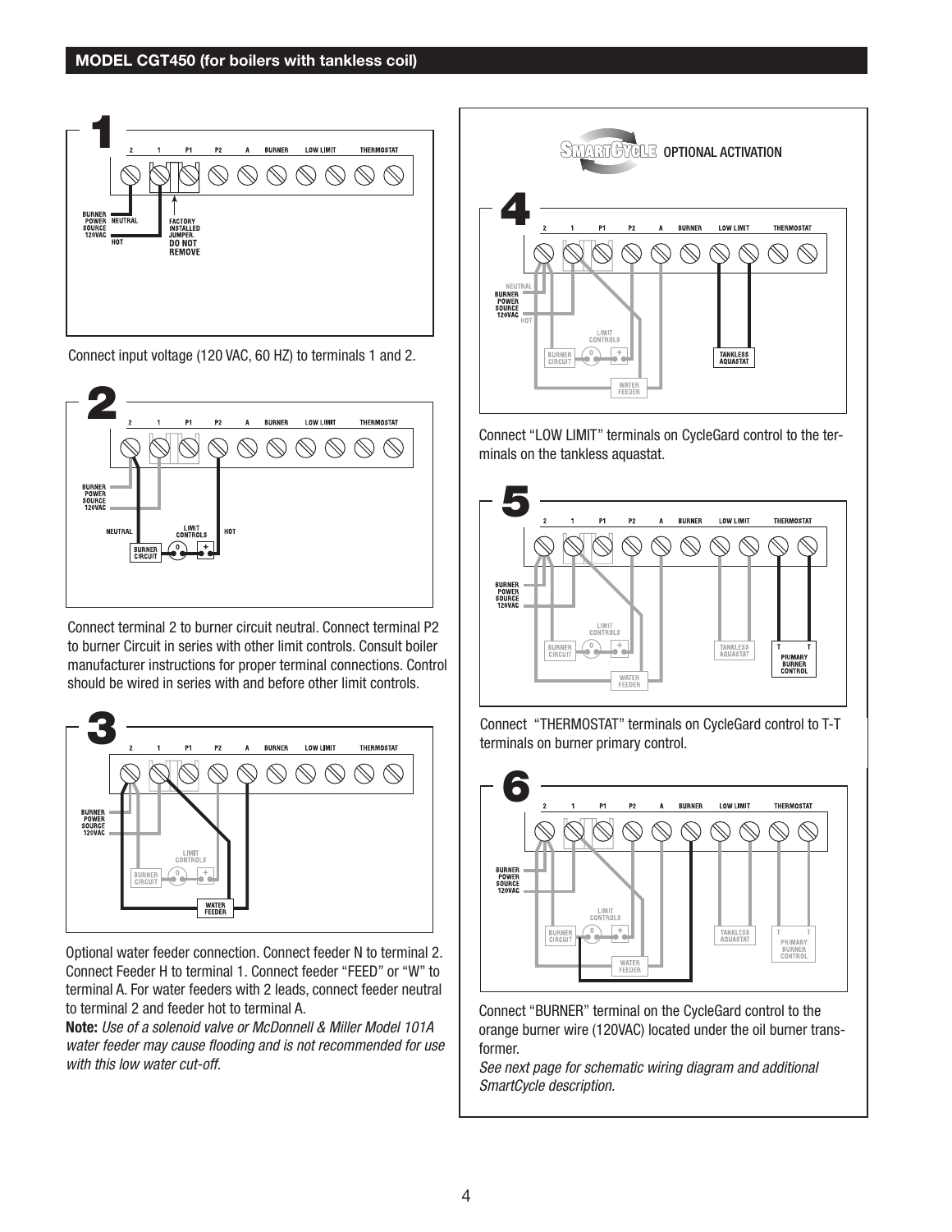## MODEL CGT450 (for boilers with tankless coil)

**1**

Connect input voltage (120 VAC, 60 HZ) to terminals 1 and 2.

**2**

Connect terminal 2 to burner circuit neutral. Connect terminal P2 to burner Circuit in series with other limit controls. Consult boiler manufacturer instructions for proper terminal connections. Control should be wired in series with and before other limit controls.

**3**

Optional water feeder connection. Connect feeder N to terminal 2. Connect Feeder H to terminal 1. Connect feeder "FEED" or "W" to terminal A. For water feeders with 2 leads, connect feeder neutral to terminal 2 and feeder hot to terminal A.

**Note:** *Use of a solenoid valve or McDonnell & Miller Model 101A water feeder may cause flooding and is not recommended for use with this low water cut-off.*

SMARTCYCLE OPTIONAL ACTIVATION

**4**

Connect "LOW LIMIT" terminals on CycleGard control to the terminals on the tankless aquastat.

**5**

Connect "THERMOSTAT" terminals on CycleGard control to T-T terminals on burner primary control.

**6**

Connect "BURNER" terminal on the CycleGard control to the orange burner wire (120VAC) located under the oil burner transformer.

*See next page for schematic wiring diagram and additional SmartCycle description.*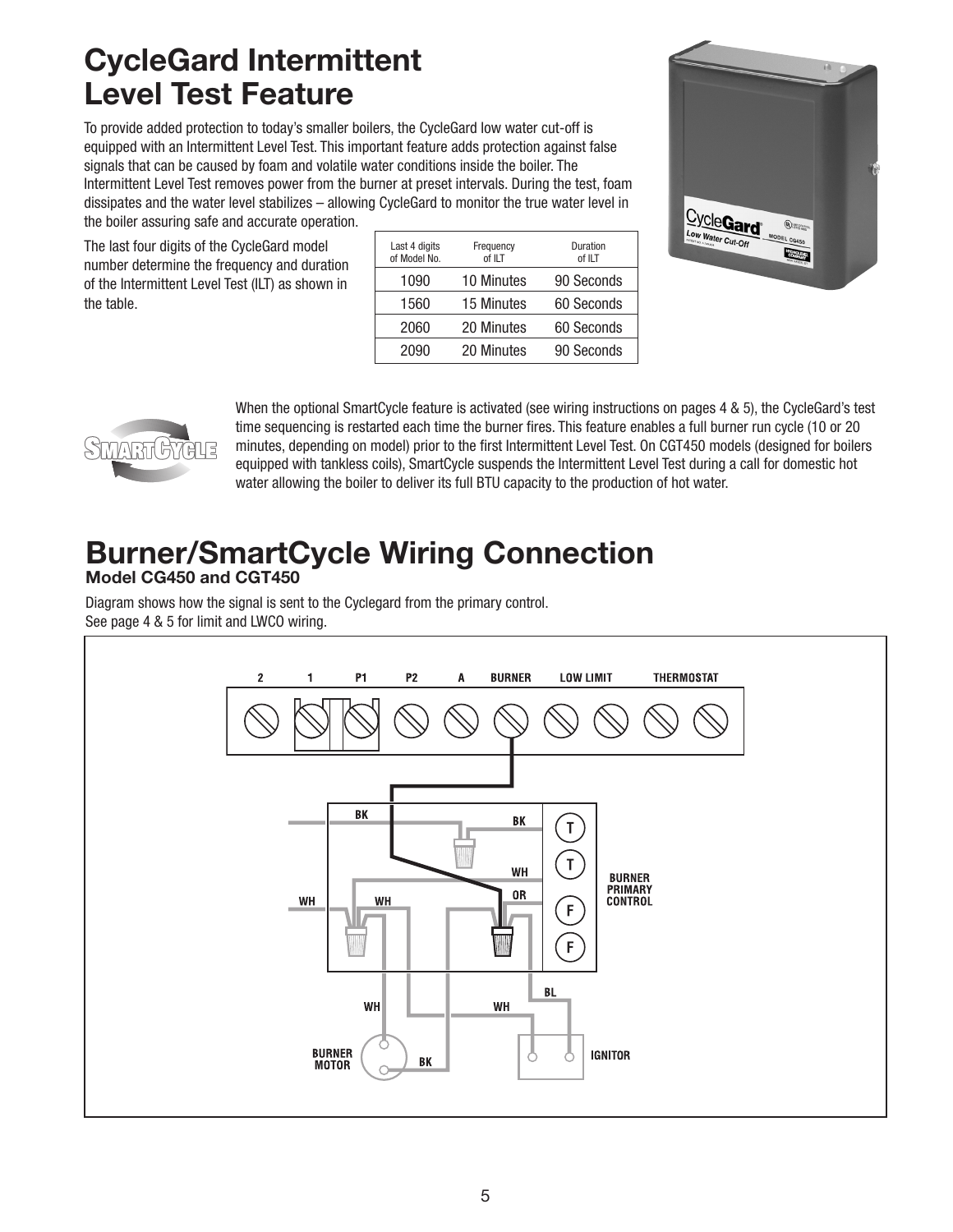# CycleGard Intermittent Level Test Feature

To provide added protection to today's smaller boilers, the CycleGard low water cut-off is equipped with an Intermittent Level Test. This important feature adds protection against false signals that can be caused by foam and volatile water conditions inside the boiler. The Intermittent Level Test removes power from the burner at preset intervals. During the test, foam dissipates and the water level stabilizes – allowing CycleGard to monitor the true water level in the boiler assuring safe and accurate operation.

The last four digits of the CycleGard model number determine the frequency and duration of the Intermittent Level Test (ILT) as shown in the table.

| Last 4 digits of Model No. | Frequency of ILT | Duration of ILT |
|---|---|---|
| 1090 | 10 Minutes | 90 Seconds |
| 1560 | 15 Minutes | 60 Seconds |
| 2060 | 20 Minutes | 60 Seconds |
| 2090 | 20 Minutes | 90 Seconds |

When the optional SmartCycle feature is activated (see wiring instructions on pages 4 & 5), the CycleGard's test time sequencing is restarted each time the burner fires. This feature enables a full burner run cycle (10 or 20 minutes, depending on model) prior to the first Intermittent Level Test. On CGT450 models (designed for boilers equipped with tankless coils), SmartCycle suspends the Intermittent Level Test during a call for domestic hot water allowing the boiler to deliver its full BTU capacity to the production of hot water.

# Burner/SmartCycle Wiring Connection

### Model CG450 and CGT450

Diagram shows how the signal is sent to the Cyclegard from the primary control.
See page 4 & 5 for limit and LWCO wiring.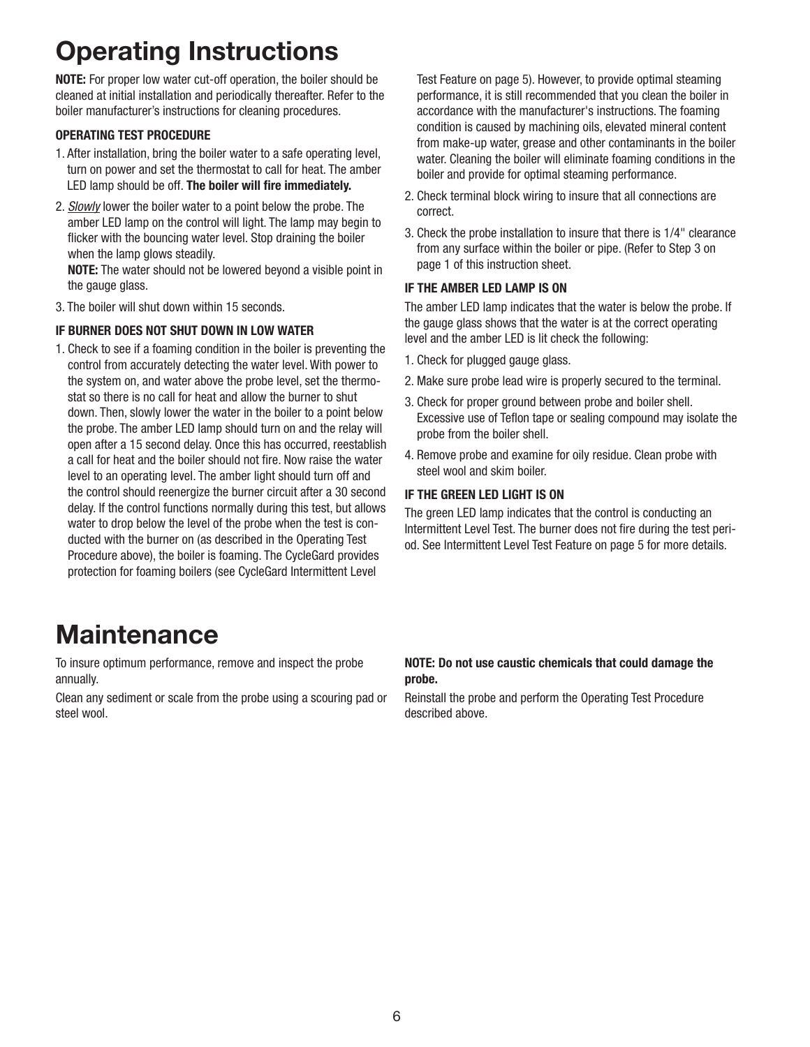# Operating Instructions

**NOTE:** For proper low water cut-off operation, the boiler should be cleaned at initial installation and periodically thereafter. Refer to the boiler manufacturer's instructions for cleaning procedures.

### OPERATING TEST PROCEDURE

1. After installation, bring the boiler water to a safe operating level, turn on power and set the thermostat to call for heat. The amber LED lamp should be off. **The boiler will fire immediately.**
2. *Slowly* lower the boiler water to a point below the probe. The amber LED lamp on the control will light. The lamp may begin to flicker with the bouncing water level. Stop draining the boiler when the lamp glows steadily.
   **NOTE:** The water should not be lowered beyond a visible point in the gauge glass.
3. The boiler will shut down within 15 seconds.

### IF BURNER DOES NOT SHUT DOWN IN LOW WATER

1. Check to see if a foaming condition in the boiler is preventing the control from accurately detecting the water level. With power to the system on, and water above the probe level, set the thermostat so there is no call for heat and allow the burner to shut down. Then, slowly lower the water in the boiler to a point below the probe. The amber LED lamp should turn on and the relay will open after a 15 second delay. Once this has occurred, reestablish a call for heat and the boiler should not fire. Now raise the water level to an operating level. The amber light should turn off and the control should reenergize the burner circuit after a 30 second delay. If the control functions normally during this test, but allows water to drop below the level of the probe when the test is conducted with the burner on (as described in the Operating Test Procedure above), the boiler is foaming. The CycleGard provides protection for foaming boilers (see CycleGard Intermittent Level Test Feature on page 5). However, to provide optimal steaming performance, it is still recommended that you clean the boiler in accordance with the manufacturer's instructions. The foaming condition is caused by machining oils, elevated mineral content from make-up water, grease and other contaminants in the boiler water. Cleaning the boiler will eliminate foaming conditions in the boiler and provide for optimal steaming performance.
2. Check terminal block wiring to insure that all connections are correct.
3. Check the probe installation to insure that there is 1/4" clearance from any surface within the boiler or pipe. (Refer to Step 3 on page 1 of this instruction sheet.

### IF THE AMBER LED LAMP IS ON

The amber LED lamp indicates that the water is below the probe. If the gauge glass shows that the water is at the correct operating level and the amber LED is lit check the following:

1. Check for plugged gauge glass.
2. Make sure probe lead wire is properly secured to the terminal.
3. Check for proper ground between probe and boiler shell. Excessive use of Teflon tape or sealing compound may isolate the probe from the boiler shell.
4. Remove probe and examine for oily residue. Clean probe with steel wool and skim boiler.

### IF THE GREEN LED LIGHT IS ON

The green LED lamp indicates that the control is conducting an Intermittent Level Test. The burner does not fire during the test period. See Intermittent Level Test Feature on page 5 for more details.

# Maintenance

To insure optimum performance, remove and inspect the probe annually.

Clean any sediment or scale from the probe using a scouring pad or steel wool.

**NOTE: Do not use caustic chemicals that could damage the probe.**

Reinstall the probe and perform the Operating Test Procedure described above.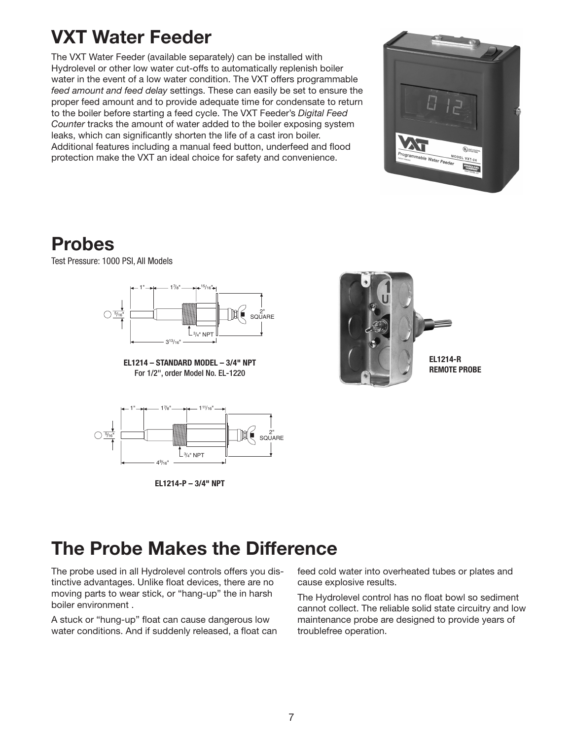# VXT Water Feeder

The VXT Water Feeder (available separately) can be installed with Hydrolevel or other low water cut-offs to automatically replenish boiler water in the event of a low water condition. The VXT offers programmable *feed amount and feed delay* settings. These can easily be set to ensure the proper feed amount and to provide adequate time for condensate to return to the boiler before starting a feed cycle. The VXT Feeder's *Digital Feed Counter* tracks the amount of water added to the boiler exposing system leaks, which can significantly shorten the life of a cast iron boiler. Additional features including a manual feed button, underfeed and flood protection make the VXT an ideal choice for safety and convenience.

# Probes

Test Pressure: 1000 PSI, All Models

**EL1214 – STANDARD MODEL – 3/4" NPT**
For 1/2", order Model No. EL-1220

**EL1214-R REMOTE PROBE**

**EL1214-P – 3/4" NPT**

# The Probe Makes the Difference

The probe used in all Hydrolevel controls offers you distinctive advantages. Unlike float devices, there are no moving parts to wear stick, or "hang-up" the in harsh boiler environment .

A stuck or "hung-up" float can cause dangerous low water conditions. And if suddenly released, a float can feed cold water into overheated tubes or plates and cause explosive results.

The Hydrolevel control has no float bowl so sediment cannot collect. The reliable solid state circuitry and low maintenance probe are designed to provide years of troublefree operation.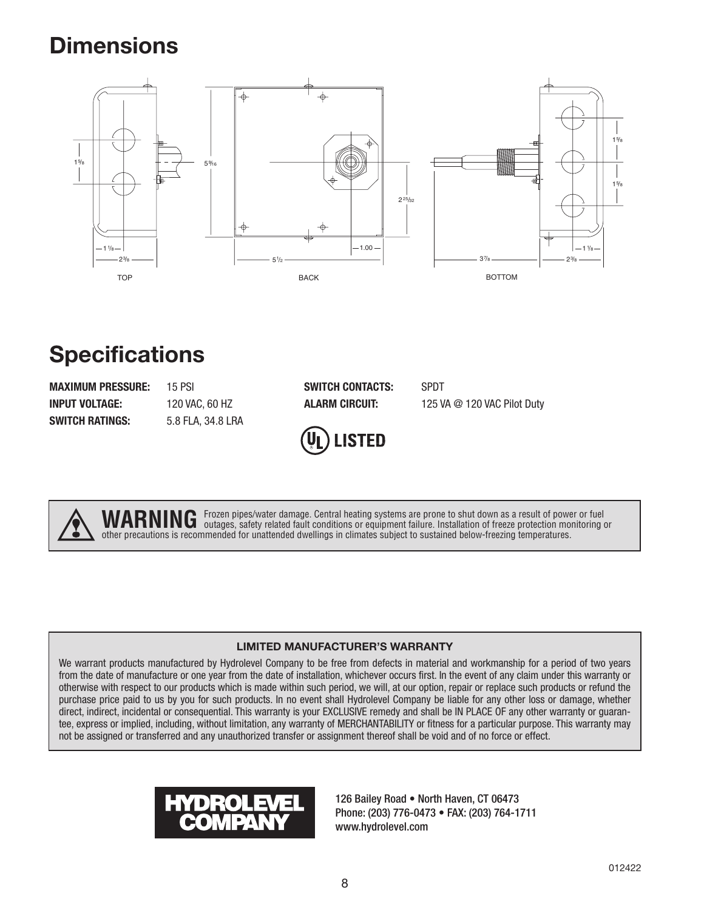# Dimensions

1⁵⁄₈

1 ¹⁄₈

2³⁄₈

TOP

5⁹⁄₁₆

2 ²⁵⁄₃₂

1.00

5¹⁄₂

BACK

1⁵⁄₈

1⁵⁄₈

3⁷⁄₈

1 ¹⁄₈

2³⁄₈

BOTTOM

# Specifications

**MAXIMUM PRESSURE:** 15 PSI

**INPUT VOLTAGE:** 120 VAC, 60 HZ

**SWITCH RATINGS:** 5.8 FLA, 34.8 LRA

**SWITCH CONTACTS:** SPDT

**ALARM CIRCUIT:** 125 VA @ 120 VAC Pilot Duty

UL LISTED

**WARNING** Frozen pipes/water damage. Central heating systems are prone to shut down as a result of power or fuel outages, safety related fault conditions or equipment failure. Installation of freeze protection monitoring or other precautions is recommended for unattended dwellings in climates subject to sustained below-freezing temperatures.

**LIMITED MANUFACTURER'S WARRANTY**

We warrant products manufactured by Hydrolevel Company to be free from defects in material and workmanship for a period of two years from the date of manufacture or one year from the date of installation, whichever occurs first. In the event of any claim under this warranty or otherwise with respect to our products which is made within such period, we will, at our option, repair or replace such products or refund the purchase price paid to us by you for such products. In no event shall Hydrolevel Company be liable for any other loss or damage, whether direct, indirect, incidental or consequential. This warranty is your EXCLUSIVE remedy and shall be IN PLACE OF any other warranty or guarantee, express or implied, including, without limitation, any warranty of MERCHANTABILITY or fitness for a particular purpose. This warranty may not be assigned or transferred and any unauthorized transfer or assignment thereof shall be void and of no force or effect.

HYDROLEVEL COMPANY

126 Bailey Road • North Haven, CT 06473
Phone: (203) 776-0473 • FAX: (203) 764-1711
www.hydrolevel.com

012422